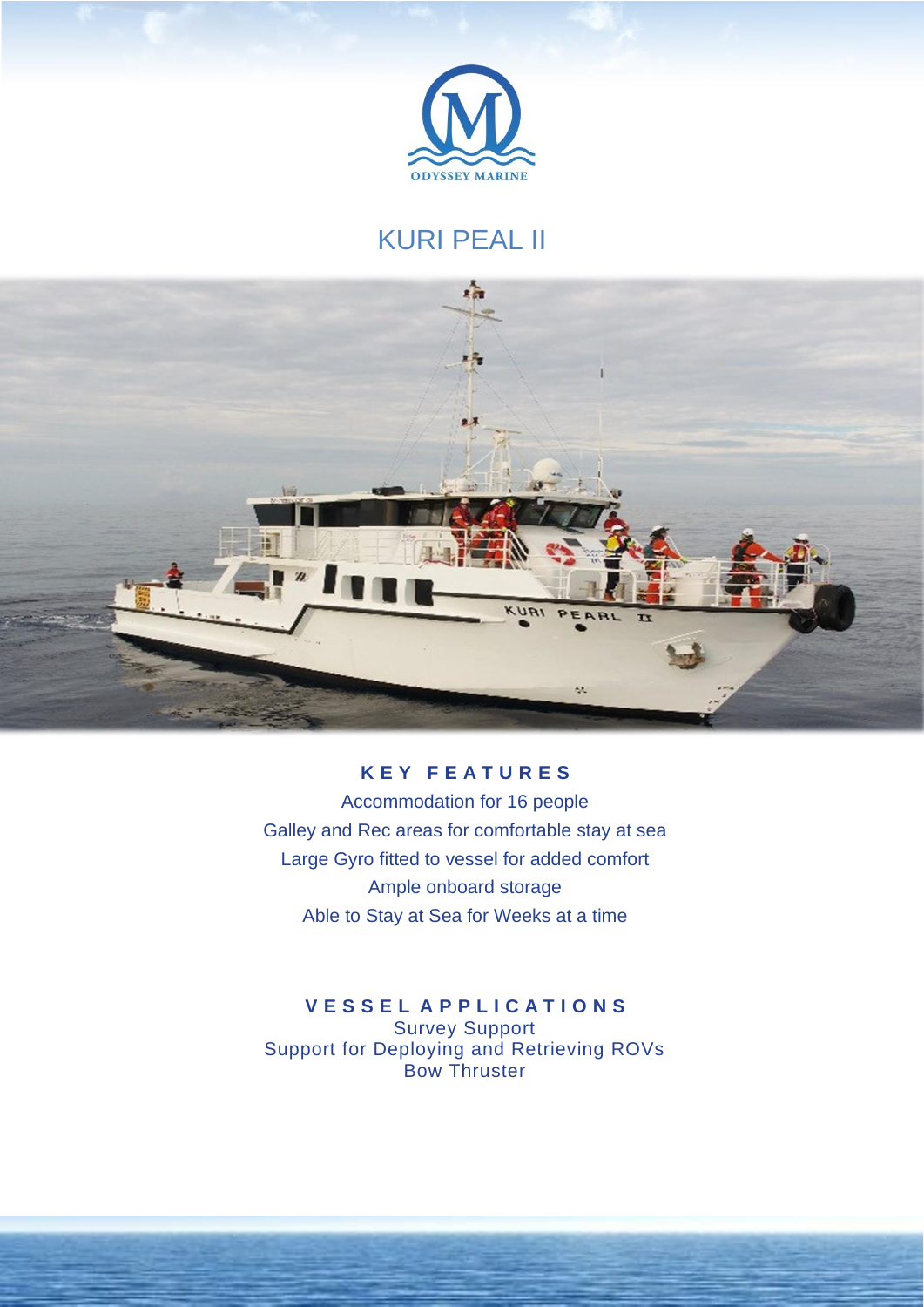ODYSSEY MARINE

# KURI PEAL II

## KEY FEATURES

Accommodation for 16 people
Galley and Rec areas for comfortable stay at sea
Large Gyro fitted to vessel for added comfort
Ample onboard storage
Able to Stay at Sea for Weeks at a time

## VESSEL APPLICATIONS

Survey Support
Support for Deploying and Retrieving ROVs
Bow Thruster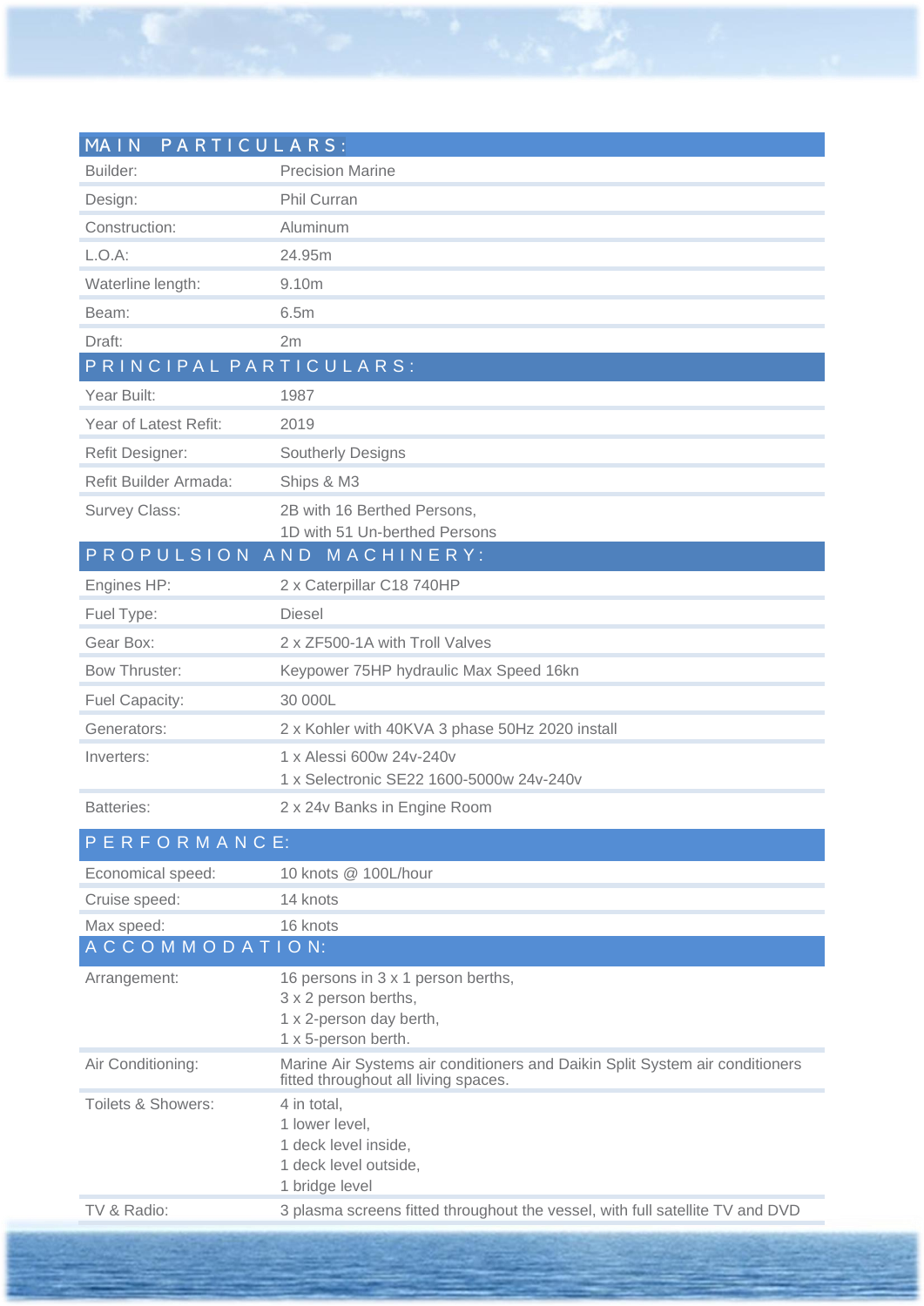## MAIN PARTICULARS:

| | |
|---|---|
| Builder: | Precision Marine |
| Design: | Phil Curran |
| Construction: | Aluminum |
| L.O.A: | 24.95m |
| Waterline length: | 9.10m |
| Beam: | 6.5m |
| Draft: | 2m |

## PRINCIPAL PARTICULARS:

| | |
|---|---|
| Year Built: | 1987 |
| Year of Latest Refit: | 2019 |
| Refit Designer: | Southerly Designs |
| Refit Builder Armada: | Ships & M3 |
| Survey Class: | 2B with 16 Berthed Persons,<br>1D with 51 Un-berthed Persons |

## PROPULSION AND MACHINERY:

| | |
|---|---|
| Engines HP: | 2 x Caterpillar C18 740HP |
| Fuel Type: | Diesel |
| Gear Box: | 2 x ZF500-1A with Troll Valves |
| Bow Thruster: | Keypower 75HP hydraulic Max Speed 16kn |
| Fuel Capacity: | 30 000L |
| Generators: | 2 x Kohler with 40KVA 3 phase 50Hz 2020 install |
| Inverters: | 1 x Alessi 600w 24v-240v<br>1 x Selectronic SE22 1600-5000w 24v-240v |
| Batteries: | 2 x 24v Banks in Engine Room |

## PERFORMANCE:

| | |
|---|---|
| Economical speed: | 10 knots @ 100L/hour |
| Cruise speed: | 14 knots |
| Max speed: | 16 knots |

## ACCOMMODATION:

| | |
|---|---|
| Arrangement: | 16 persons in 3 x 1 person berths,<br>3 x 2 person berths,<br>1 x 2-person day berth,<br>1 x 5-person berth. |
| Air Conditioning: | Marine Air Systems air conditioners and Daikin Split System air conditioners fitted throughout all living spaces. |
| Toilets & Showers: | 4 in total,<br>1 lower level,<br>1 deck level inside,<br>1 deck level outside,<br>1 bridge level |
| TV & Radio: | 3 plasma screens fitted throughout the vessel, with full satellite TV and DVD |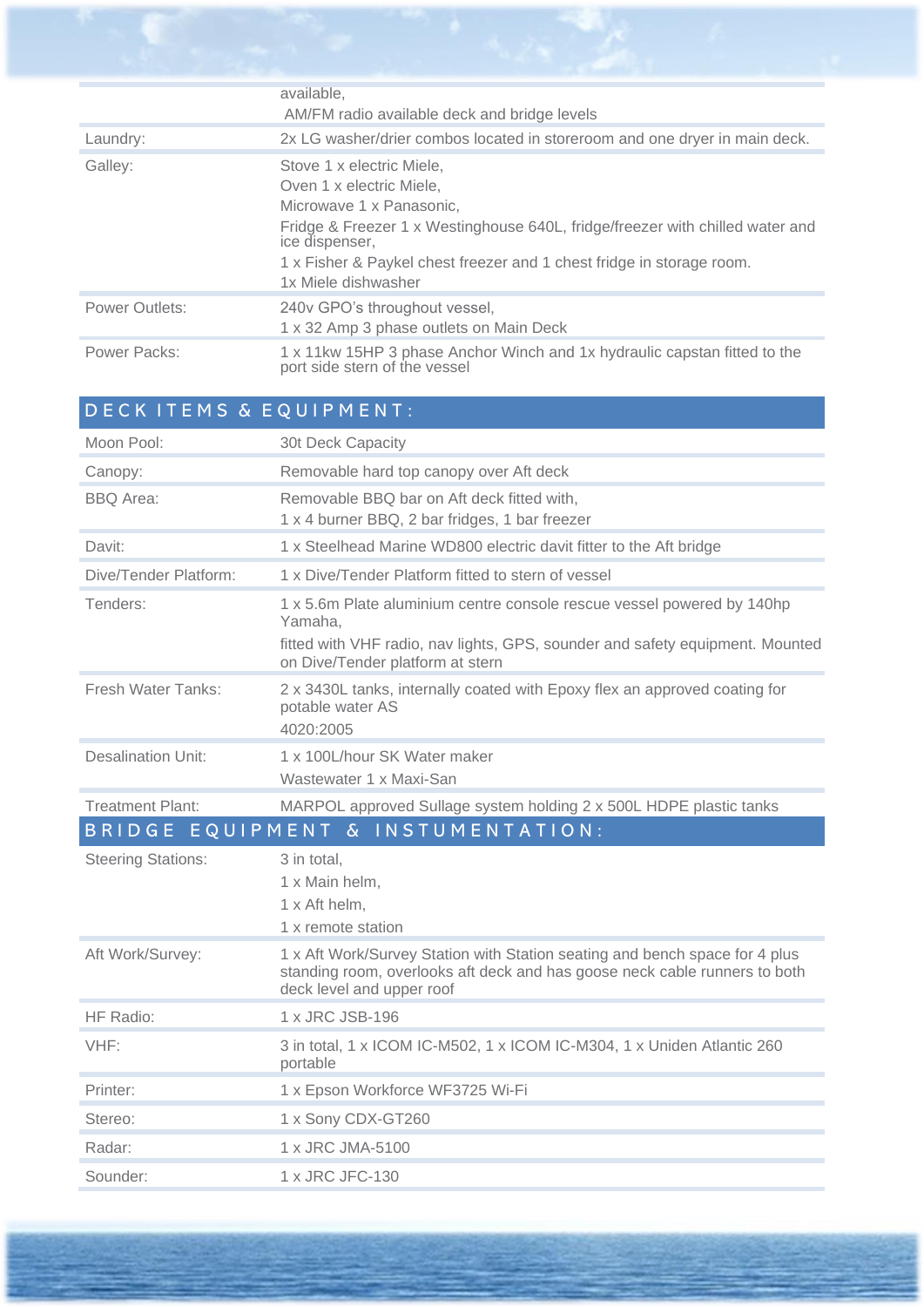| | |
|---|---|
| | available,<br>AM/FM radio available deck and bridge levels |
| Laundry: | 2x LG washer/drier combos located in storeroom and one dryer in main deck. |
| Galley: | Stove 1 x electric Miele,<br>Oven 1 x electric Miele,<br>Microwave 1 x Panasonic,<br>Fridge & Freezer 1 x Westinghouse 640L, fridge/freezer with chilled water and ice dispenser,<br>1 x Fisher & Paykel chest freezer and 1 chest fridge in storage room.<br>1x Miele dishwasher |
| Power Outlets: | 240v GPO's throughout vessel,<br>1 x 32 Amp 3 phase outlets on Main Deck |
| Power Packs: | 1 x 11kw 15HP 3 phase Anchor Winch and 1x hydraulic capstan fitted to the port side stern of the vessel |

## DECK ITEMS & EQUIPMENT:

| | |
|---|---|
| Moon Pool: | 30t Deck Capacity |
| Canopy: | Removable hard top canopy over Aft deck |
| BBQ Area: | Removable BBQ bar on Aft deck fitted with,<br>1 x 4 burner BBQ, 2 bar fridges, 1 bar freezer |
| Davit: | 1 x Steelhead Marine WD800 electric davit fitter to the Aft bridge |
| Dive/Tender Platform: | 1 x Dive/Tender Platform fitted to stern of vessel |
| Tenders: | 1 x 5.6m Plate aluminium centre console rescue vessel powered by 140hp Yamaha,<br>fitted with VHF radio, nav lights, GPS, sounder and safety equipment. Mounted on Dive/Tender platform at stern |
| Fresh Water Tanks: | 2 x 3430L tanks, internally coated with Epoxy flex an approved coating for potable water AS<br>4020:2005 |
| Desalination Unit: | 1 x 100L/hour SK Water maker<br>Wastewater 1 x Maxi-San |
| Treatment Plant: | MARPOL approved Sullage system holding 2 x 500L HDPE plastic tanks |

## BRIDGE EQUIPMENT & INSTUMENTATION:

| | |
|---|---|
| Steering Stations: | 3 in total,<br>1 x Main helm,<br>1 x Aft helm,<br>1 x remote station |
| Aft Work/Survey: | 1 x Aft Work/Survey Station with Station seating and bench space for 4 plus standing room, overlooks aft deck and has goose neck cable runners to both deck level and upper roof |
| HF Radio: | 1 x JRC JSB-196 |
| VHF: | 3 in total, 1 x ICOM IC-M502, 1 x ICOM IC-M304, 1 x Uniden Atlantic 260 portable |
| Printer: | 1 x Epson Workforce WF3725 Wi-Fi |
| Stereo: | 1 x Sony CDX-GT260 |
| Radar: | 1 x JRC JMA-5100 |
| Sounder: | 1 x JRC JFC-130 |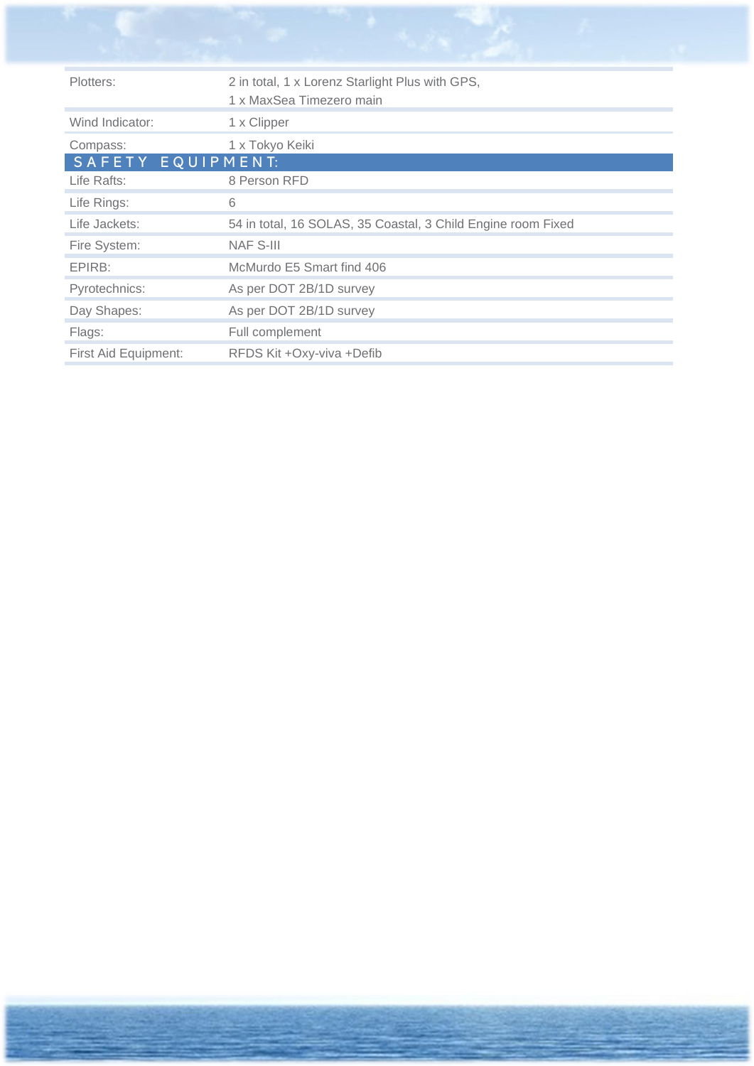| | |
|---|---|
| Plotters: | 2 in total, 1 x Lorenz Starlight Plus with GPS,<br>1 x MaxSea Timezero main |
| Wind Indicator: | 1 x Clipper |
| Compass: | 1 x Tokyo Keiki |
| **SAFETY EQUIPMENT:** | |
| Life Rafts: | 8 Person RFD |
| Life Rings: | 6 |
| Life Jackets: | 54 in total, 16 SOLAS, 35 Coastal, 3 Child Engine room Fixed |
| Fire System: | NAF S-III |
| EPIRB: | McMurdo E5 Smart find 406 |
| Pyrotechnics: | As per DOT 2B/1D survey |
| Day Shapes: | As per DOT 2B/1D survey |
| Flags: | Full complement |
| First Aid Equipment: | RFDS Kit +Oxy-viva +Defib |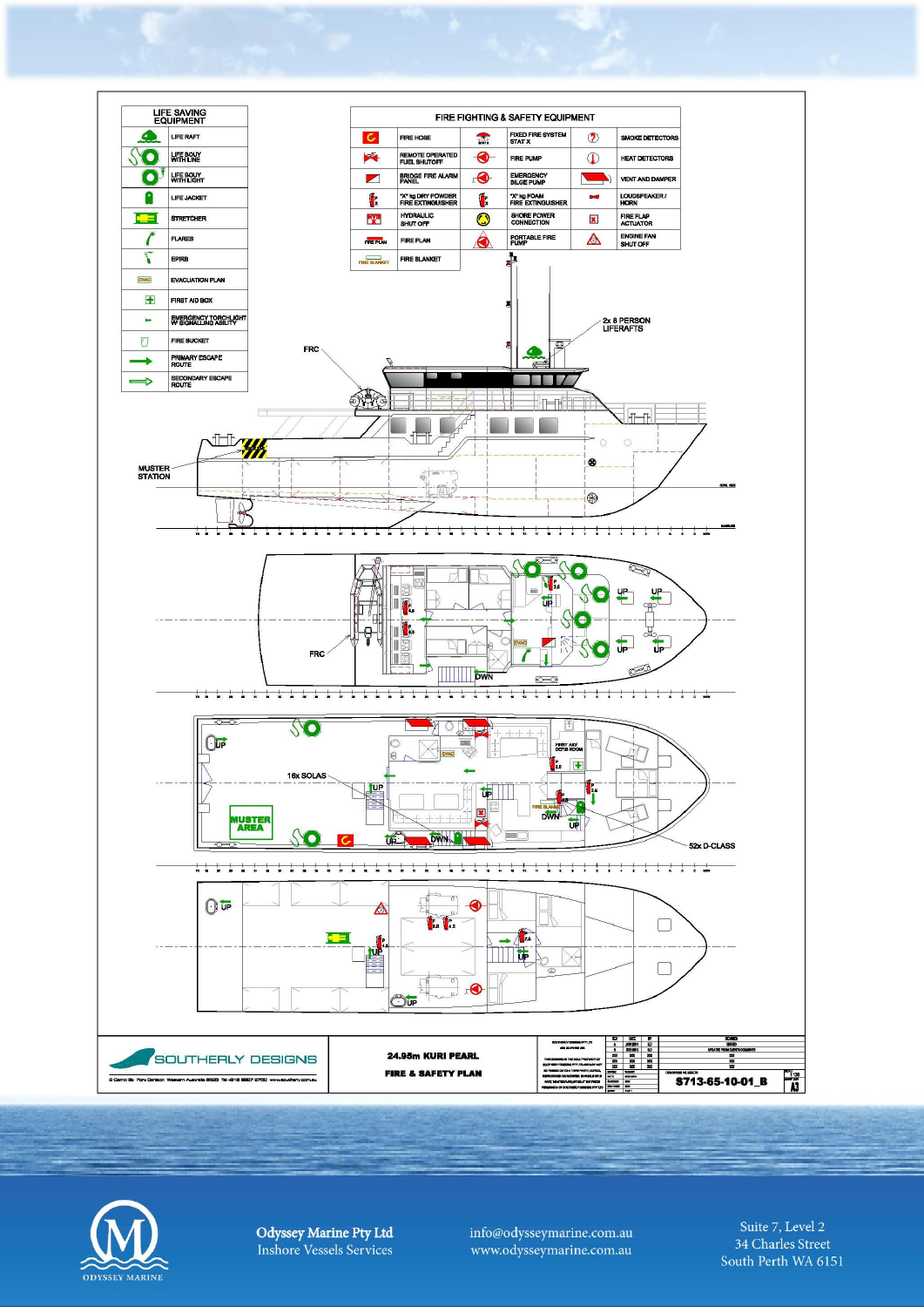## LIFE SAVING EQUIPMENT

| | |
|---|---|
| | LIFE RAFT |
| | LIFE BOUY WITH LINE |
| | LIFE BOUY WITH LIGHT |
| | LIFE JACKET |
| | STRETCHER |
| | FLARES |
| | EPIRB |
| | EVACUATION PLAN |
| | FIRST AID BOX |
| | EMERGENCY TORCHLIGHT W/ SIGNALLING ABILITY |
| | FIRE BUCKET |
| | PRIMARY ESCAPE ROUTE |
| | SECONDARY ESCAPE ROUTE |

## FIRE FIGHTING & SAFETY EQUIPMENT

| | | | | | |
|---|---|---|---|---|---|
| | FIRE HOSE | | FIXED FIRE SYSTEM STAT X | | SMOKE DETECTORS |
| | REMOTE OPERATED FUEL SHUTOFF | | FIRE PUMP | | HEAT DETECTORS |
| | BRIDGE FIRE ALARM PANEL | | EMERGENCY BILGE PUMP | | VENT AND DAMPER |
| | "X" kg DRY POWDER FIRE EXTINGUISHER | | "X" kg FOAM FIRE EXTINGUISHER | | LOUDSPEAKER / HORN |
| | HYDRAULIC SHUT OFF | | SHORE POWER CONNECTION | | FIRE FLAP ACTUATOR |
| | FIRE PLAN | | PORTABLE FIRE PUMP | | ENGINE FAN SHUT OFF |
| | FIRE BLANKET | | | | |

FRC

2x 8 PERSON LIFERAFTS

MUSTER STATION

FRC

EVAC

UP

DWN

16x SOLAS

MUSTER AREA

FIRST AID/ DETS ROOM

FIRE BLANKET

52x D-CLASS

SOUTHERLY DESIGNS

24.95m KURI PEARL

FIRE & SAFETY PLAN

S713-65-10-01_B

A3

Odyssey Marine Pty Ltd
Inshore Vessels Services

info@odysseymarine.com.au
www.odysseymarine.com.au

Suite 7, Level 2
34 Charles Street
South Perth WA 6151